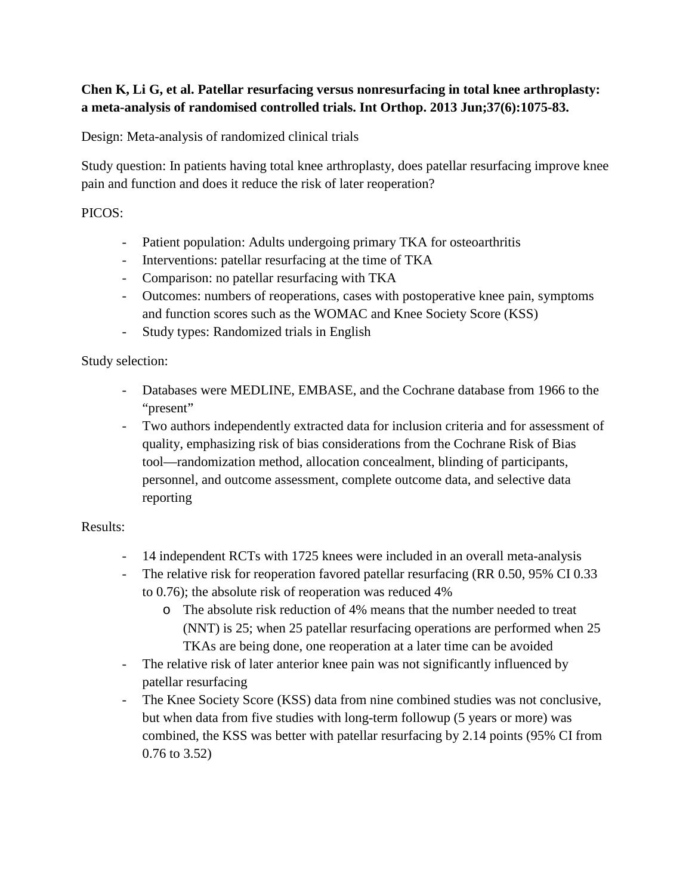**Chen K, Li G, et al. Patellar resurfacing versus nonresurfacing in total knee arthroplasty: a meta-analysis of randomised controlled trials. Int Orthop. 2013 Jun;37(6):1075-83.**

Design: Meta-analysis of randomized clinical trials

Study question: In patients having total knee arthroplasty, does patellar resurfacing improve knee pain and function and does it reduce the risk of later reoperation?

PICOS:

- Patient population: Adults undergoing primary TKA for osteoarthritis
- Interventions: patellar resurfacing at the time of TKA
- Comparison: no patellar resurfacing with TKA
- Outcomes: numbers of reoperations, cases with postoperative knee pain, symptoms and function scores such as the WOMAC and Knee Society Score (KSS)
- Study types: Randomized trials in English

Study selection:

- Databases were MEDLINE, EMBASE, and the Cochrane database from 1966 to the "present"
- Two authors independently extracted data for inclusion criteria and for assessment of quality, emphasizing risk of bias considerations from the Cochrane Risk of Bias tool—randomization method, allocation concealment, blinding of participants, personnel, and outcome assessment, complete outcome data, and selective data reporting

Results:

- 14 independent RCTs with 1725 knees were included in an overall meta-analysis
- The relative risk for reoperation favored patellar resurfacing (RR 0.50, 95% CI 0.33 to 0.76); the absolute risk of reoperation was reduced 4%
    - The absolute risk reduction of 4% means that the number needed to treat (NNT) is 25; when 25 patellar resurfacing operations are performed when 25 TKAs are being done, one reoperation at a later time can be avoided
- The relative risk of later anterior knee pain was not significantly influenced by patellar resurfacing
- The Knee Society Score (KSS) data from nine combined studies was not conclusive, but when data from five studies with long-term followup (5 years or more) was combined, the KSS was better with patellar resurfacing by 2.14 points (95% CI from 0.76 to 3.52)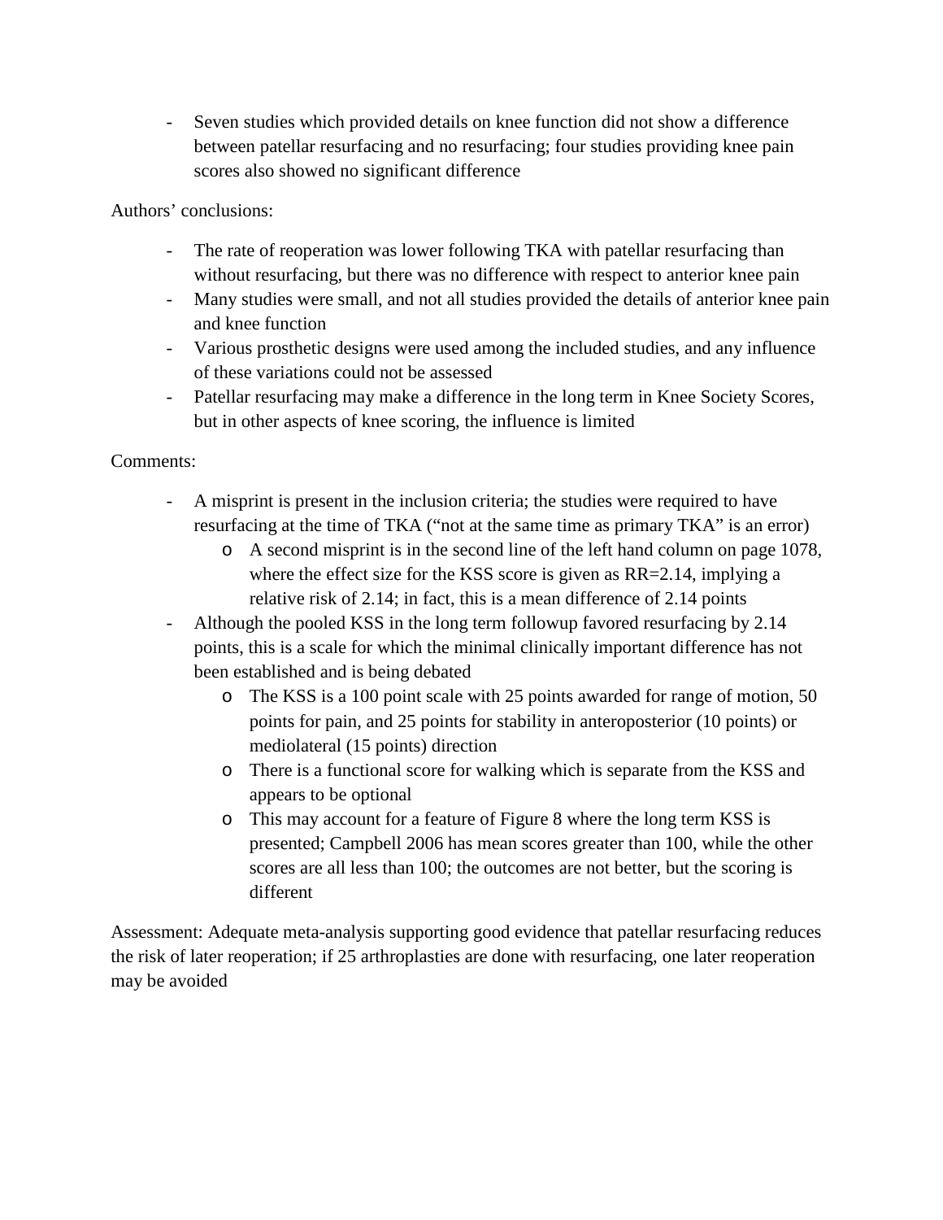- Seven studies which provided details on knee function did not show a difference between patellar resurfacing and no resurfacing; four studies providing knee pain scores also showed no significant difference

Authors' conclusions:

- The rate of reoperation was lower following TKA with patellar resurfacing than without resurfacing, but there was no difference with respect to anterior knee pain
- Many studies were small, and not all studies provided the details of anterior knee pain and knee function
- Various prosthetic designs were used among the included studies, and any influence of these variations could not be assessed
- Patellar resurfacing may make a difference in the long term in Knee Society Scores, but in other aspects of knee scoring, the influence is limited

Comments:

- A misprint is present in the inclusion criteria; the studies were required to have resurfacing at the time of TKA ("not at the same time as primary TKA" is an error)
    - A second misprint is in the second line of the left hand column on page 1078, where the effect size for the KSS score is given as RR=2.14, implying a relative risk of 2.14; in fact, this is a mean difference of 2.14 points
- Although the pooled KSS in the long term followup favored resurfacing by 2.14 points, this is a scale for which the minimal clinically important difference has not been established and is being debated
    - The KSS is a 100 point scale with 25 points awarded for range of motion, 50 points for pain, and 25 points for stability in anteroposterior (10 points) or mediolateral (15 points) direction
    - There is a functional score for walking which is separate from the KSS and appears to be optional
    - This may account for a feature of Figure 8 where the long term KSS is presented; Campbell 2006 has mean scores greater than 100, while the other scores are all less than 100; the outcomes are not better, but the scoring is different

Assessment: Adequate meta-analysis supporting good evidence that patellar resurfacing reduces the risk of later reoperation; if 25 arthroplasties are done with resurfacing, one later reoperation may be avoided